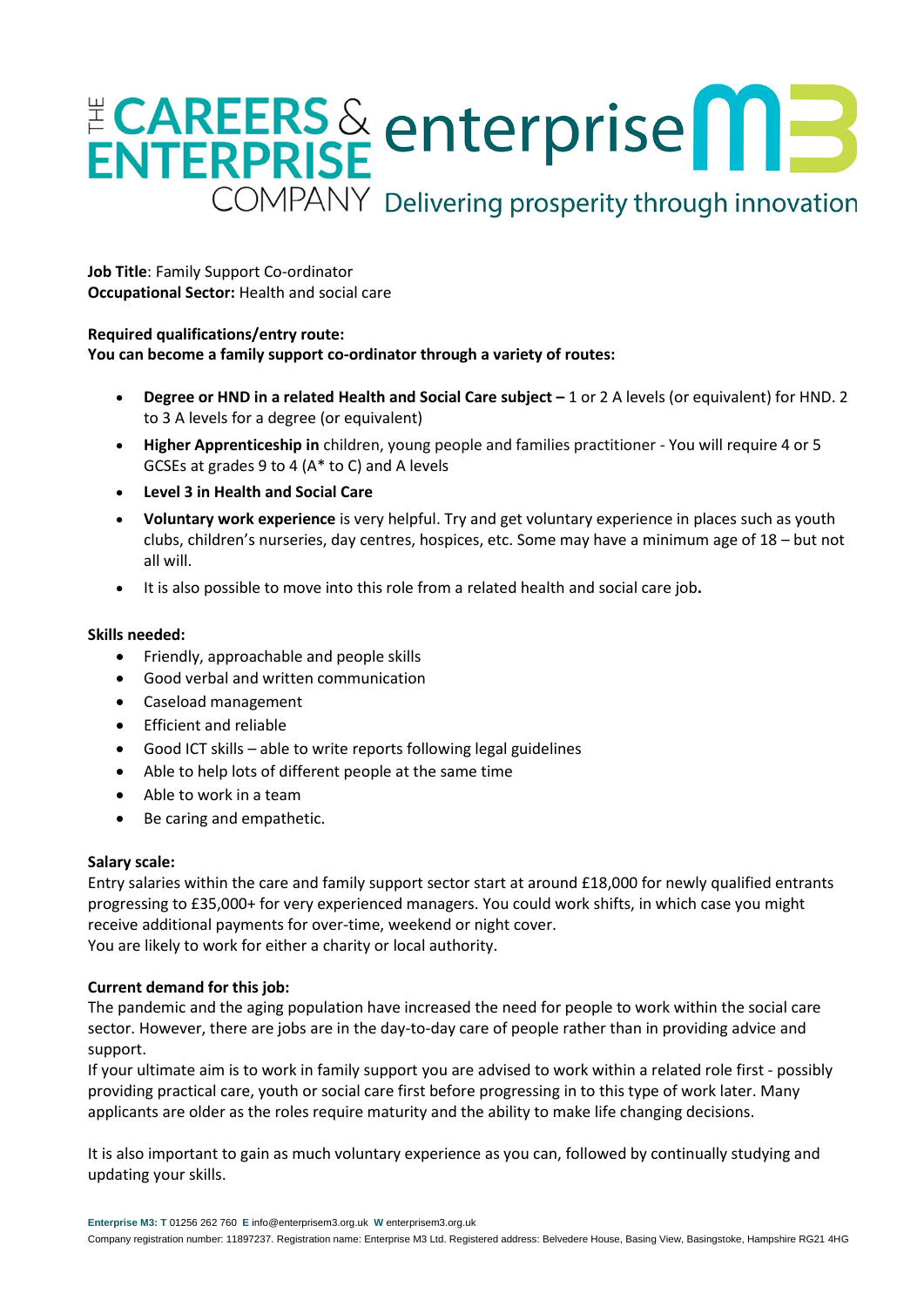**Job Title**: Family Support Co-ordinator
**Occupational Sector:** Health and social care

**Required qualifications/entry route:**
**You can become a family support co-ordinator through a variety of routes:**

- **Degree or HND in a related Health and Social Care subject –** 1 or 2 A levels (or equivalent) for HND. 2 to 3 A levels for a degree (or equivalent)
- **Higher Apprenticeship in** children, young people and families practitioner - You will require 4 or 5 GCSEs at grades 9 to 4 (A* to C) and A levels
- **Level 3 in Health and Social Care**
- **Voluntary work experience** is very helpful. Try and get voluntary experience in places such as youth clubs, children's nurseries, day centres, hospices, etc. Some may have a minimum age of 18 – but not all will.
- It is also possible to move into this role from a related health and social care job**.**

**Skills needed:**

- Friendly, approachable and people skills
- Good verbal and written communication
- Caseload management
- Efficient and reliable
- Good ICT skills – able to write reports following legal guidelines
- Able to help lots of different people at the same time
- Able to work in a team
- Be caring and empathetic.

**Salary scale:**
Entry salaries within the care and family support sector start at around £18,000 for newly qualified entrants progressing to £35,000+ for very experienced managers. You could work shifts, in which case you might receive additional payments for over-time, weekend or night cover.
You are likely to work for either a charity or local authority.

**Current demand for this job:**
The pandemic and the aging population have increased the need for people to work within the social care sector. However, there are jobs are in the day-to-day care of people rather than in providing advice and support.
If your ultimate aim is to work in family support you are advised to work within a related role first - possibly providing practical care, youth or social care first before progressing in to this type of work later. Many applicants are older as the roles require maturity and the ability to make life changing decisions.

It is also important to gain as much voluntary experience as you can, followed by continually studying and updating your skills.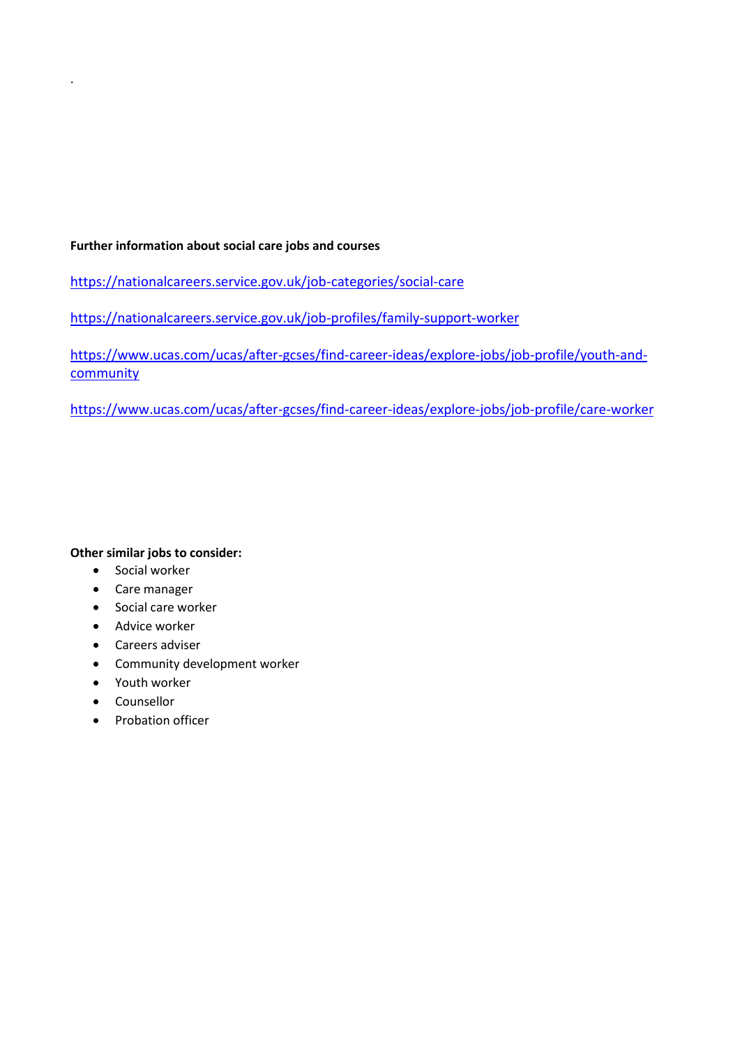.

**Further information about social care jobs and courses**

https://nationalcareers.service.gov.uk/job-categories/social-care

https://nationalcareers.service.gov.uk/job-profiles/family-support-worker

https://www.ucas.com/ucas/after-gcses/find-career-ideas/explore-jobs/job-profile/youth-and-community

https://www.ucas.com/ucas/after-gcses/find-career-ideas/explore-jobs/job-profile/care-worker

**Other similar jobs to consider:**

- Social worker
- Care manager
- Social care worker
- Advice worker
- Careers adviser
- Community development worker
- Youth worker
- Counsellor
- Probation officer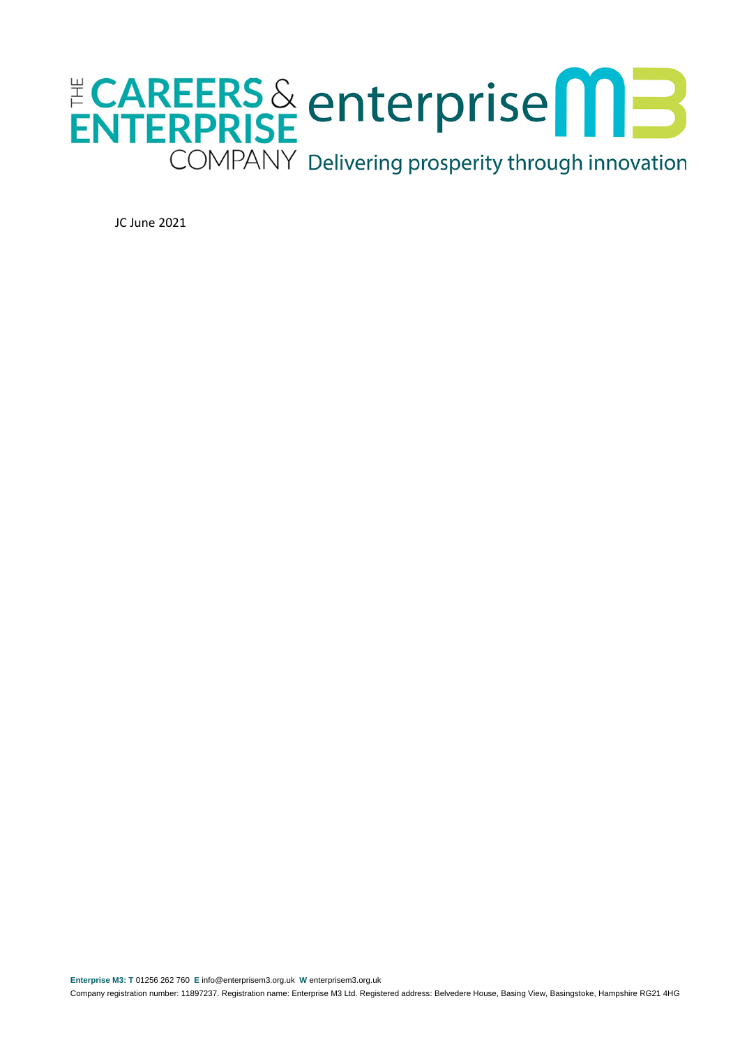JC June 2021